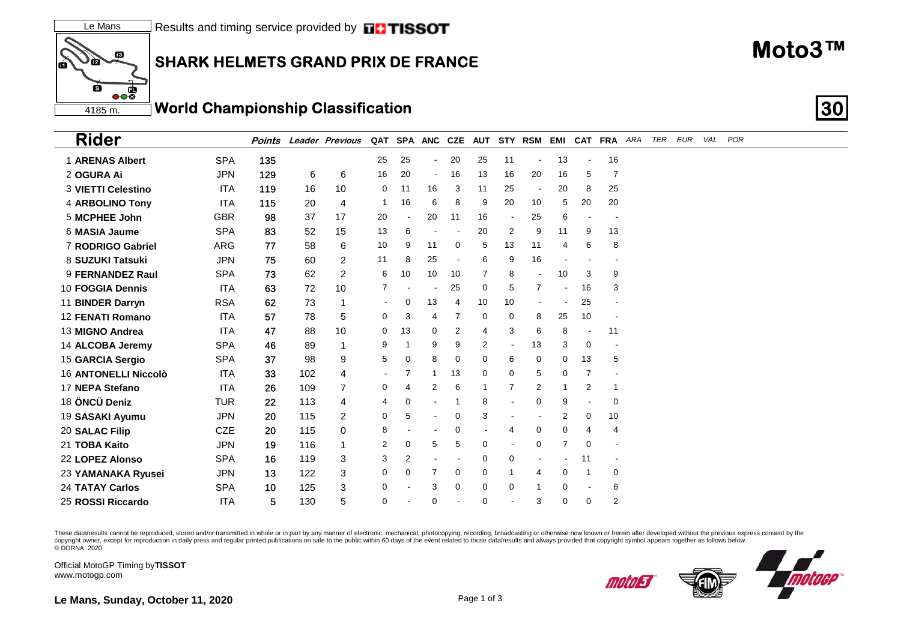Le Mans

4185 m.

Results and timing service provided by TISSOT

# SHARK HELMETS GRAND PRIX DE FRANCE

# Moto3™

## World Championship Classification

**30**

| Rider | | Points | Leader | Previous | QAT | SPA | ANC | CZE | AUT | STY | RSM | EMI | CAT | FRA | ARA | TER | EUR | VAL | POR |
|---|---|---|---|---|---|---|---|---|---|---|---|---|---|---|---|---|---|---|---|
| 1 **ARENAS Albert** | SPA | **135** | | | 25 | 25 | - | 20 | 25 | 11 | - | 13 | - | 16 | | | | | |
| 2 **OGURA Ai** | JPN | **129** | 6 | 6 | 16 | 20 | - | 16 | 13 | 16 | 20 | 16 | 5 | 7 | | | | | |
| 3 **VIETTI Celestino** | ITA | **119** | 16 | 10 | 0 | 11 | 16 | 3 | 11 | 25 | - | 20 | 8 | 25 | | | | | |
| 4 **ARBOLINO Tony** | ITA | **115** | 20 | 4 | 1 | 16 | 6 | 8 | 9 | 20 | 10 | 5 | 20 | 20 | | | | | |
| 5 **MCPHEE John** | GBR | **98** | 37 | 17 | 20 | - | 20 | 11 | 16 | - | 25 | 6 | - | - | | | | | |
| 6 **MASIA Jaume** | SPA | **83** | 52 | 15 | 13 | 6 | - | - | 20 | 2 | 9 | 11 | 9 | 13 | | | | | |
| 7 **RODRIGO Gabriel** | ARG | **77** | 58 | 6 | 10 | 9 | 11 | 0 | 5 | 13 | 11 | 4 | 6 | 8 | | | | | |
| 8 **SUZUKI Tatsuki** | JPN | **75** | 60 | 2 | 11 | 8 | 25 | - | 6 | 9 | 16 | - | - | - | | | | | |
| 9 **FERNANDEZ Raul** | SPA | **73** | 62 | 2 | 6 | 10 | 10 | 10 | 7 | 8 | - | 10 | 3 | 9 | | | | | |
| 10 **FOGGIA Dennis** | ITA | **63** | 72 | 10 | 7 | - | - | 25 | 0 | 5 | 7 | - | 16 | 3 | | | | | |
| 11 **BINDER Darryn** | RSA | **62** | 73 | 1 | - | 0 | 13 | 4 | 10 | 10 | - | - | 25 | - | | | | | |
| 12 **FENATI Romano** | ITA | **57** | 78 | 5 | 0 | 3 | 4 | 7 | 0 | 0 | 8 | 25 | 10 | - | | | | | |
| 13 **MIGNO Andrea** | ITA | **47** | 88 | 10 | 0 | 13 | 0 | 2 | 4 | 3 | 6 | 8 | - | 11 | | | | | |
| 14 **ALCOBA Jeremy** | SPA | **46** | 89 | 1 | 9 | 1 | 9 | 9 | 2 | - | 13 | 3 | 0 | - | | | | | |
| 15 **GARCIA Sergio** | SPA | **37** | 98 | 9 | 5 | 0 | 8 | 0 | 0 | 6 | 0 | 0 | 13 | 5 | | | | | |
| 16 **ANTONELLI Niccolò** | ITA | **33** | 102 | 4 | - | 7 | 1 | 13 | 0 | 0 | 5 | 0 | 7 | - | | | | | |
| 17 **NEPA Stefano** | ITA | **26** | 109 | 7 | 0 | 4 | 2 | 6 | 1 | 7 | 2 | 1 | 2 | 1 | | | | | |
| 18 **ÖNCÜ Deniz** | TUR | **22** | 113 | 4 | 4 | 0 | - | 1 | 8 | - | 0 | 9 | - | 0 | | | | | |
| 19 **SASAKI Ayumu** | JPN | **20** | 115 | 2 | 0 | 5 | - | 0 | 3 | - | - | 2 | 0 | 10 | | | | | |
| 20 **SALAC Filip** | CZE | **20** | 115 | 0 | 8 | - | - | 0 | - | 4 | 0 | 0 | 4 | 4 | | | | | |
| 21 **TOBA Kaito** | JPN | **19** | 116 | 1 | 2 | 0 | 5 | 5 | 0 | - | 0 | 7 | 0 | - | | | | | |
| 22 **LOPEZ Alonso** | SPA | **16** | 119 | 3 | 3 | 2 | - | - | 0 | 0 | - | - | 11 | - | | | | | |
| 23 **YAMANAKA Ryusei** | JPN | **13** | 122 | 3 | 0 | 0 | 7 | 0 | 0 | 1 | 4 | 0 | 1 | 0 | | | | | |
| 24 **TATAY Carlos** | SPA | **10** | 125 | 3 | 0 | - | 3 | 0 | 0 | 0 | 1 | 0 | - | 6 | | | | | |
| 25 **ROSSI Riccardo** | ITA | **5** | 130 | 5 | 0 | - | 0 | - | 0 | - | 3 | 0 | 0 | 2 | | | | | |

These data/results cannot be reproduced, stored and/or transmitted in whole or in part by any manner of electronic, mechanical, photocopying, recording, broadcasting or otherwise now known or herein after developed without the previous express consent by the copyright owner, except for reproduction in daily press and regular printed publications on sale to the public within 60 days of the event related to those data/results and always provided that copyright symbol appears together as follows below.
© DORNA, 2020

Official MotoGP Timing by **TISSOT**
www.motogp.com

**Le Mans, Sunday, October 11, 2020**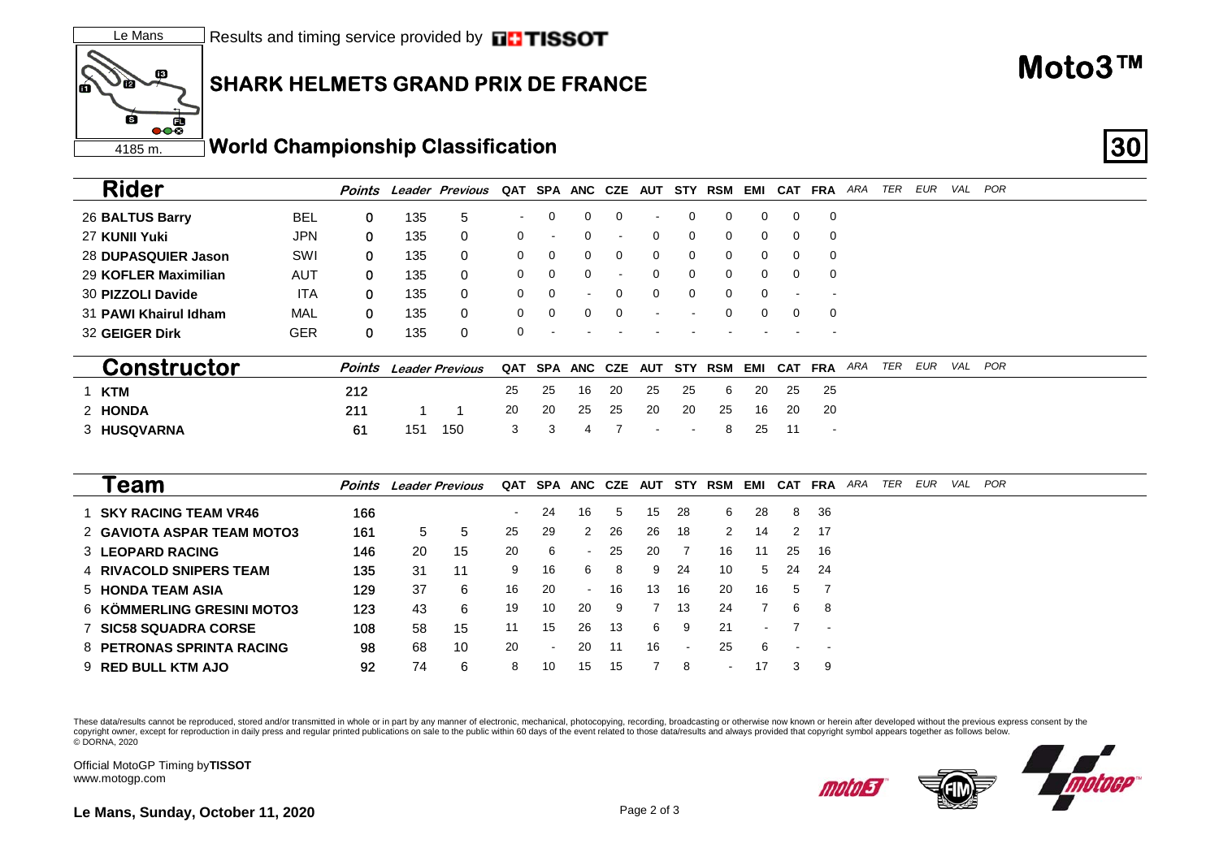# SHARK HELMETS GRAND PRIX DE FRANCE

Le Mans

4185 m.

Results and timing service provided by TISSOT

# Moto3™

## World Championship Classification

| Rider | | Points | Leader | Previous | QAT | SPA | ANC | CZE | AUT | STY | RSM | EMI | CAT | FRA | ARA | TER | EUR | VAL | POR |
|---|---|---|---|---|---|---|---|---|---|---|---|---|---|---|---|---|---|---|---|
| 26 BALTUS Barry | BEL | 0 | 135 | 5 | - | 0 | 0 | 0 | - | 0 | 0 | 0 | 0 | 0 | | | | | |
| 27 KUNII Yuki | JPN | 0 | 135 | 0 | 0 | - | 0 | - | 0 | 0 | 0 | 0 | 0 | 0 | | | | | |
| 28 DUPASQUIER Jason | SWI | 0 | 135 | 0 | 0 | 0 | 0 | 0 | 0 | 0 | 0 | 0 | 0 | 0 | | | | | |
| 29 KOFLER Maximilian | AUT | 0 | 135 | 0 | 0 | 0 | 0 | - | 0 | 0 | 0 | 0 | 0 | 0 | | | | | |
| 30 PIZZOLI Davide | ITA | 0 | 135 | 0 | 0 | 0 | - | 0 | 0 | 0 | 0 | 0 | - | - | | | | | |
| 31 PAWI Khairul Idham | MAL | 0 | 135 | 0 | 0 | 0 | 0 | 0 | - | - | 0 | 0 | 0 | 0 | | | | | |
| 32 GEIGER Dirk | GER | 0 | 135 | 0 | 0 | - | - | - | - | - | - | - | - | - | | | | | |

| Constructor | Points | Leader | Previous | QAT | SPA | ANC | CZE | AUT | STY | RSM | EMI | CAT | FRA | ARA | TER | EUR | VAL | POR |
|---|---|---|---|---|---|---|---|---|---|---|---|---|---|---|---|---|---|---|
| 1 KTM | 212 | | | 25 | 25 | 16 | 20 | 25 | 25 | 6 | 20 | 25 | 25 | | | | | |
| 2 HONDA | 211 | 1 | 1 | 20 | 20 | 25 | 25 | 20 | 20 | 25 | 16 | 20 | 20 | | | | | |
| 3 HUSQVARNA | 61 | 151 | 150 | 3 | 3 | 4 | 7 | - | - | 8 | 25 | 11 | - | | | | | |

| Team | Points | Leader | Previous | QAT | SPA | ANC | CZE | AUT | STY | RSM | EMI | CAT | FRA | ARA | TER | EUR | VAL | POR |
|---|---|---|---|---|---|---|---|---|---|---|---|---|---|---|---|---|---|---|
| 1 SKY RACING TEAM VR46 | 166 | | | - | 24 | 16 | 5 | 15 | 28 | 6 | 28 | 8 | 36 | | | | | |
| 2 GAVIOTA ASPAR TEAM MOTO3 | 161 | 5 | 5 | 25 | 29 | 2 | 26 | 26 | 18 | 2 | 14 | 2 | 17 | | | | | |
| 3 LEOPARD RACING | 146 | 20 | 15 | 20 | 6 | - | 25 | 20 | 7 | 16 | 11 | 25 | 16 | | | | | |
| 4 RIVACOLD SNIPERS TEAM | 135 | 31 | 11 | 9 | 16 | 6 | 8 | 9 | 24 | 10 | 5 | 24 | 24 | | | | | |
| 5 HONDA TEAM ASIA | 129 | 37 | 6 | 16 | 20 | - | 16 | 13 | 16 | 20 | 16 | 5 | 7 | | | | | |
| 6 KÖMMERLING GRESINI MOTO3 | 123 | 43 | 6 | 19 | 10 | 20 | 9 | 7 | 13 | 24 | 7 | 6 | 8 | | | | | |
| 7 SIC58 SQUADRA CORSE | 108 | 58 | 15 | 11 | 15 | 26 | 13 | 6 | 9 | 21 | - | 7 | - | | | | | |
| 8 PETRONAS SPRINTA RACING | 98 | 68 | 10 | 20 | - | 20 | 11 | 16 | - | 25 | 6 | - | - | | | | | |
| 9 RED BULL KTM AJO | 92 | 74 | 6 | 8 | 10 | 15 | 15 | 7 | 8 | - | 17 | 3 | 9 | | | | | |

These data/results cannot be reproduced, stored and/or transmitted in whole or in part by any manner of electronic, mechanical, photocopying, recording, broadcasting or otherwise now known or herein after developed without the previous express consent by the copyright owner, except for reproduction in daily press and regular printed publications on sale to the public within 60 days of the event related to those data/results and always provided that copyright symbol appears together as follows below. © DORNA, 2020

Official MotoGP Timing by **TISSOT**
www.motogp.com

**Le Mans, Sunday, October 11, 2020**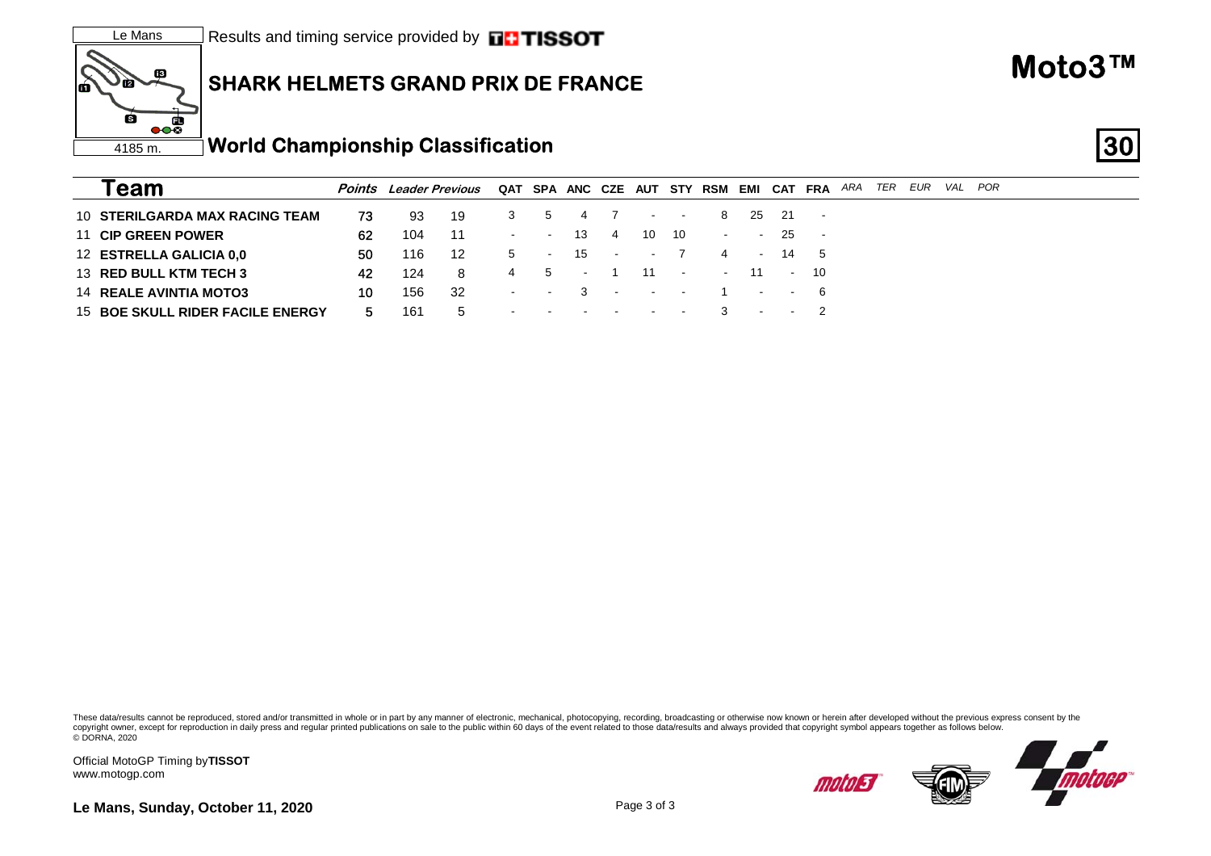Le Mans

Results and timing service provided by TISSOT

4185 m.

# SHARK HELMETS GRAND PRIX DE FRANCE

# Moto3™

## World Championship Classification

30

| | Team | Points | Leader | Previous | QAT | SPA | ANC | CZE | AUT | STY | RSM | EMI | CAT | FRA | *ARA* | *TER* | *EUR* | *VAL* | *POR* |
|---|---|---|---|---|---|---|---|---|---|---|---|---|---|---|---|---|---|---|---|
| 10 | **STERILGARDA MAX RACING TEAM** | 73 | 93 | 19 | 3 | 5 | 4 | 7 | - | - | 8 | 25 | 21 | - | | | | | |
| 11 | **CIP GREEN POWER** | 62 | 104 | 11 | - | - | 13 | 4 | 10 | 10 | - | - | 25 | - | | | | | |
| 12 | **ESTRELLA GALICIA 0,0** | 50 | 116 | 12 | 5 | - | 15 | - | - | 7 | 4 | - | 14 | 5 | | | | | |
| 13 | **RED BULL KTM TECH 3** | 42 | 124 | 8 | 4 | 5 | - | 1 | 11 | - | - | 11 | - | 10 | | | | | |
| 14 | **REALE AVINTIA MOTO3** | 10 | 156 | 32 | - | - | 3 | - | - | - | 1 | - | - | 6 | | | | | |
| 15 | **BOE SKULL RIDER FACILE ENERGY** | 5 | 161 | 5 | - | - | - | - | - | - | 3 | - | - | 2 | | | | | |

These data/results cannot be reproduced, stored and/or transmitted in whole or in part by any manner of electronic, mechanical, photocopying, recording, broadcasting or otherwise now known or herein after developed without the previous express consent by the copyright owner, except for reproduction in daily press and regular printed publications on sale to the public within 60 days of the event related to those data/results and always provided that copyright symbol appears together as follows below.
© DORNA, 2020

Official MotoGP Timing by **TISSOT**
www.motogp.com

**Le Mans, Sunday, October 11, 2020**